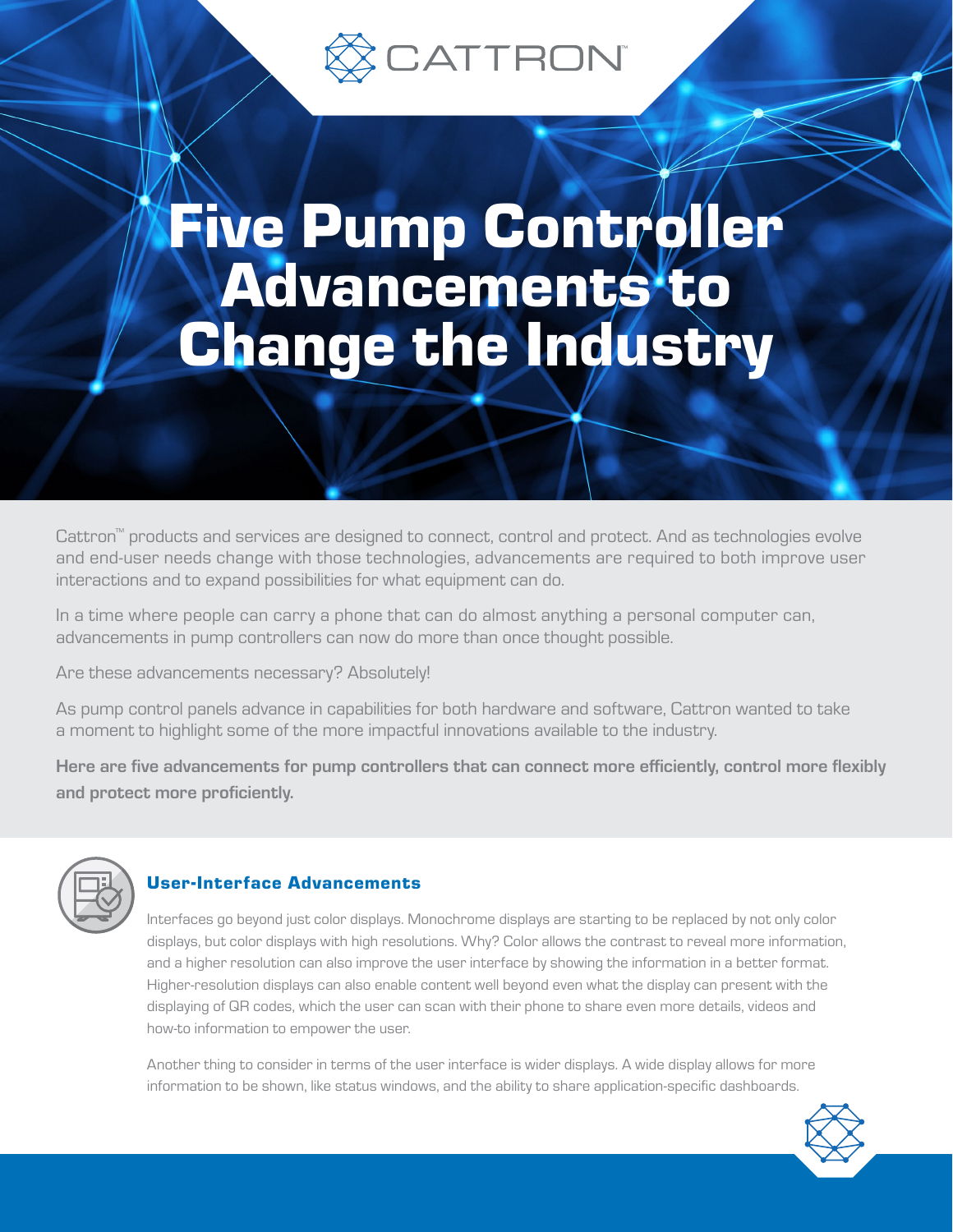# Five Pump Controller Advancements to Change the Industry

Cattron™ products and services are designed to connect, control and protect. And as technologies evolve and end-user needs change with those technologies, advancements are required to both improve user interactions and to expand possibilities for what equipment can do.

In a time where people can carry a phone that can do almost anything a personal computer can, advancements in pump controllers can now do more than once thought possible.

Are these advancements necessary? Absolutely!

As pump control panels advance in capabilities for both hardware and software, Cattron wanted to take a moment to highlight some of the more impactful innovations available to the industry.

**Here are five advancements for pump controllers that can connect more efficiently, control more flexibly and protect more proficiently.**

## User-Interface Advancements

Interfaces go beyond just color displays. Monochrome displays are starting to be replaced by not only color displays, but color displays with high resolutions. Why? Color allows the contrast to reveal more information, and a higher resolution can also improve the user interface by showing the information in a better format. Higher-resolution displays can also enable content well beyond even what the display can present with the displaying of QR codes, which the user can scan with their phone to share even more details, videos and how-to information to empower the user.

Another thing to consider in terms of the user interface is wider displays. A wide display allows for more information to be shown, like status windows, and the ability to share application-specific dashboards.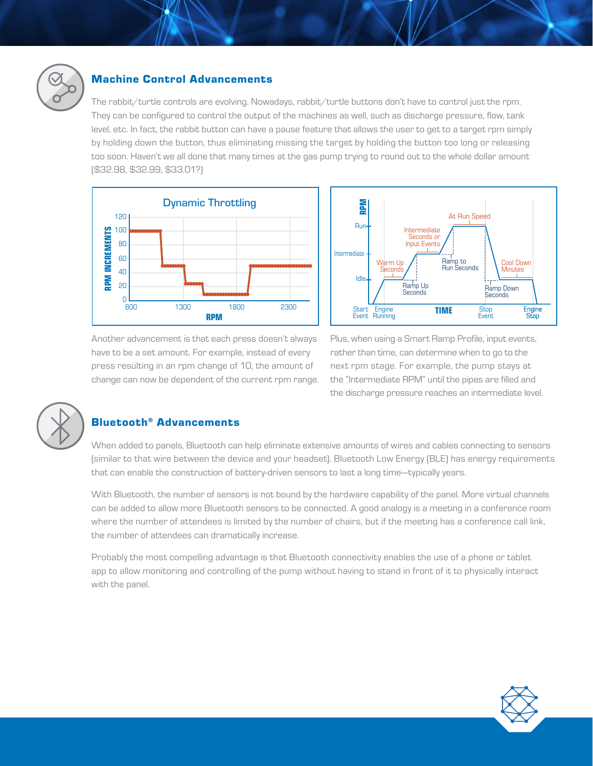## Machine Control Advancements

The rabbit/turtle controls are evolving. Nowadays, rabbit/turtle buttons don't have to control just the rpm. They can be configured to control the output of the machines as well, such as discharge pressure, flow, tank level, etc. In fact, the rabbit button can have a pause feature that allows the user to get to a target rpm simply by holding down the button, thus eliminating missing the target by holding the button too long or releasing too soon. Haven't we all done that many times at the gas pump trying to round out to the whole dollar amount ($32.98, $32.99, $33.01?)

Dynamic Throttling

Another advancement is that each press doesn't always have to be a set amount. For example, instead of every press resulting in an rpm change of 10, the amount of change can now be dependent of the current rpm range.

Plus, when using a Smart Ramp Profile, input events, rather than time, can determine when to go to the next rpm stage. For example, the pump stays at the "Intermediate RPM" until the pipes are filled and the discharge pressure reaches an intermediate level.

## Bluetooth® Advancements

When added to panels, Bluetooth can help eliminate extensive amounts of wires and cables connecting to sensors (similar to that wire between the device and your headset). Bluetooth Low Energy (BLE) has energy requirements that can enable the construction of battery-driven sensors to last a long time—typically years.

With Bluetooth, the number of sensors is not bound by the hardware capability of the panel. More virtual channels can be added to allow more Bluetooth sensors to be connected. A good analogy is a meeting in a conference room where the number of attendees is limited by the number of chairs, but if the meeting has a conference call link, the number of attendees can dramatically increase.

Probably the most compelling advantage is that Bluetooth connectivity enables the use of a phone or tablet app to allow monitoring and controlling of the pump without having to stand in front of it to physically interact with the panel.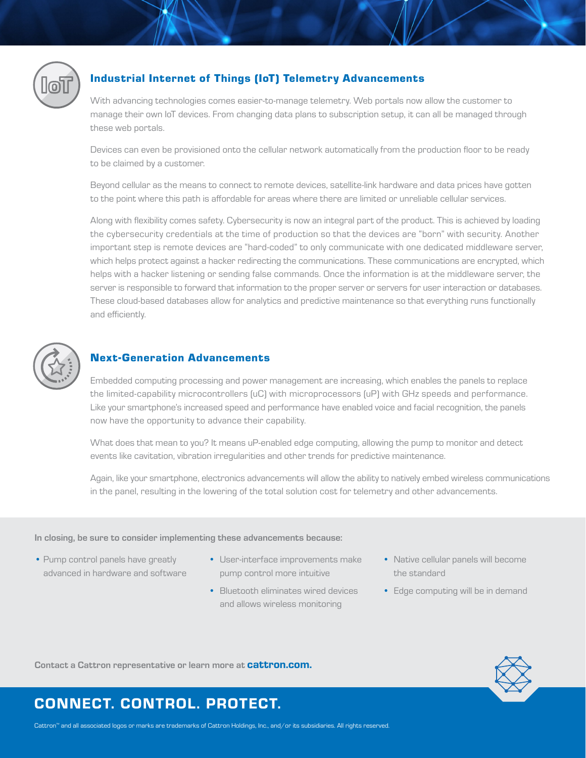## Industrial Internet of Things (IoT) Telemetry Advancements

With advancing technologies comes easier-to-manage telemetry. Web portals now allow the customer to manage their own IoT devices. From changing data plans to subscription setup, it can all be managed through these web portals.

Devices can even be provisioned onto the cellular network automatically from the production floor to be ready to be claimed by a customer.

Beyond cellular as the means to connect to remote devices, satellite-link hardware and data prices have gotten to the point where this path is affordable for areas where there are limited or unreliable cellular services.

Along with flexibility comes safety. Cybersecurity is now an integral part of the product. This is achieved by loading the cybersecurity credentials at the time of production so that the devices are "born" with security. Another important step is remote devices are "hard-coded" to only communicate with one dedicated middleware server, which helps protect against a hacker redirecting the communications. These communications are encrypted, which helps with a hacker listening or sending false commands. Once the information is at the middleware server, the server is responsible to forward that information to the proper server or servers for user interaction or databases. These cloud-based databases allow for analytics and predictive maintenance so that everything runs functionally and efficiently.

## Next-Generation Advancements

Embedded computing processing and power management are increasing, which enables the panels to replace the limited-capability microcontrollers (uC) with microprocessors (uP) with GHz speeds and performance. Like your smartphone's increased speed and performance have enabled voice and facial recognition, the panels now have the opportunity to advance their capability.

What does that mean to you? It means uP-enabled edge computing, allowing the pump to monitor and detect events like cavitation, vibration irregularities and other trends for predictive maintenance.

Again, like your smartphone, electronics advancements will allow the ability to natively embed wireless communications in the panel, resulting in the lowering of the total solution cost for telemetry and other advancements.

**In closing, be sure to consider implementing these advancements because:**

- Pump control panels have greatly advanced in hardware and software
- User-interface improvements make pump control more intuitive
- Bluetooth eliminates wired devices and allows wireless monitoring
- Native cellular panels will become the standard
- Edge computing will be in demand

**Contact a Cattron representative or learn more at cattron.com.**

# CONNECT. CONTROL. PROTECT.

Cattron™ and all associated logos or marks are trademarks of Cattron Holdings, Inc., and/or its subsidiaries. All rights reserved.